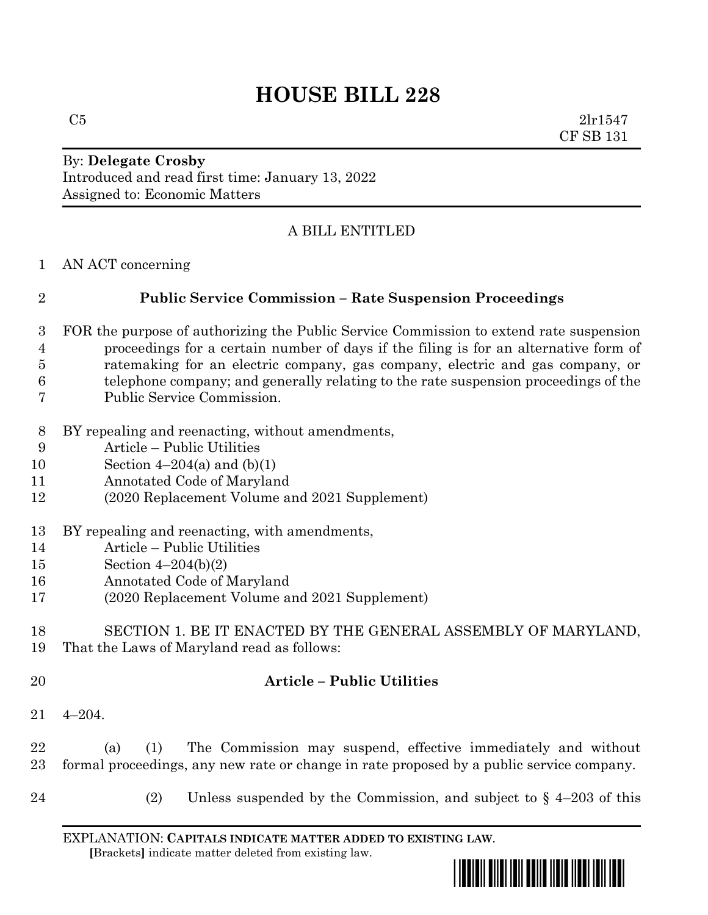# HOUSE BILL 228

C5 2lr1547
CF SB 131

By: **Delegate Crosby**
Introduced and read first time: January 13, 2022
Assigned to: Economic Matters

A BILL ENTITLED

AN ACT concerning

## Public Service Commission – Rate Suspension Proceedings

FOR the purpose of authorizing the Public Service Commission to extend rate suspension proceedings for a certain number of days if the filing is for an alternative form of ratemaking for an electric company, gas company, electric and gas company, or telephone company; and generally relating to the rate suspension proceedings of the Public Service Commission.

BY repealing and reenacting, without amendments,
Article – Public Utilities
Section 4–204(a) and (b)(1)
Annotated Code of Maryland
(2020 Replacement Volume and 2021 Supplement)

BY repealing and reenacting, with amendments,
Article – Public Utilities
Section 4–204(b)(2)
Annotated Code of Maryland
(2020 Replacement Volume and 2021 Supplement)

SECTION 1. BE IT ENACTED BY THE GENERAL ASSEMBLY OF MARYLAND, That the Laws of Maryland read as follows:

**Article – Public Utilities**

4–204.

(a) (1) The Commission may suspend, effective immediately and without formal proceedings, any new rate or change in rate proposed by a public service company.

(2) Unless suspended by the Commission, and subject to § 4–203 of this

EXPLANATION: **CAPITALS INDICATE MATTER ADDED TO EXISTING LAW.**
[Brackets] indicate matter deleted from existing law.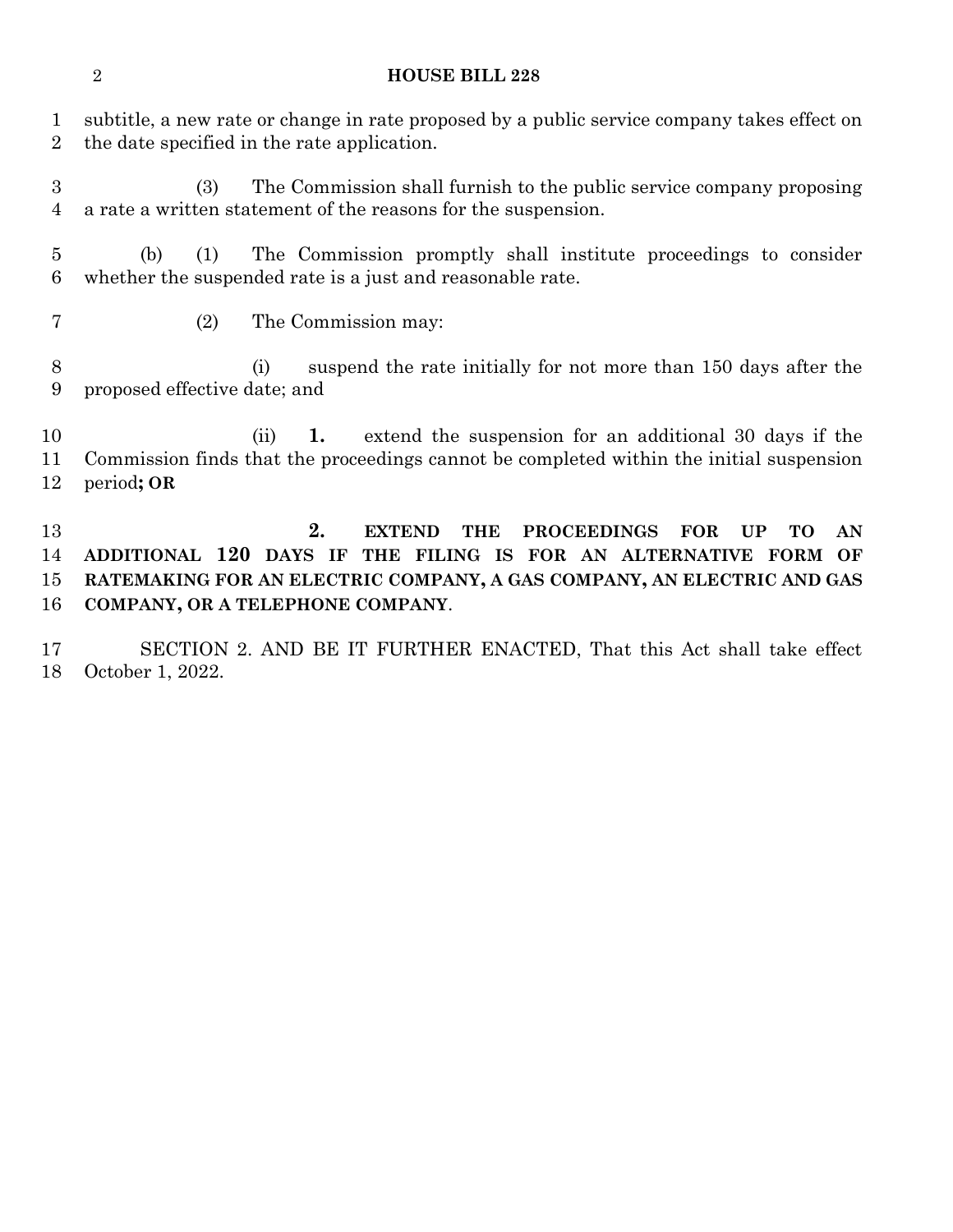subtitle, a new rate or change in rate proposed by a public service company takes effect on the date specified in the rate application.

(3) The Commission shall furnish to the public service company proposing a rate a written statement of the reasons for the suspension.

(b) (1) The Commission promptly shall institute proceedings to consider whether the suspended rate is a just and reasonable rate.

(2) The Commission may:

(i) suspend the rate initially for not more than 150 days after the proposed effective date; and

(ii) **1.** extend the suspension for an additional 30 days if the Commission finds that the proceedings cannot be completed within the initial suspension period**; OR**

**2. EXTEND THE PROCEEDINGS FOR UP TO AN ADDITIONAL 120 DAYS IF THE FILING IS FOR AN ALTERNATIVE FORM OF RATEMAKING FOR AN ELECTRIC COMPANY, A GAS COMPANY, AN ELECTRIC AND GAS COMPANY, OR A TELEPHONE COMPANY**.

SECTION 2. AND BE IT FURTHER ENACTED, That this Act shall take effect October 1, 2022.